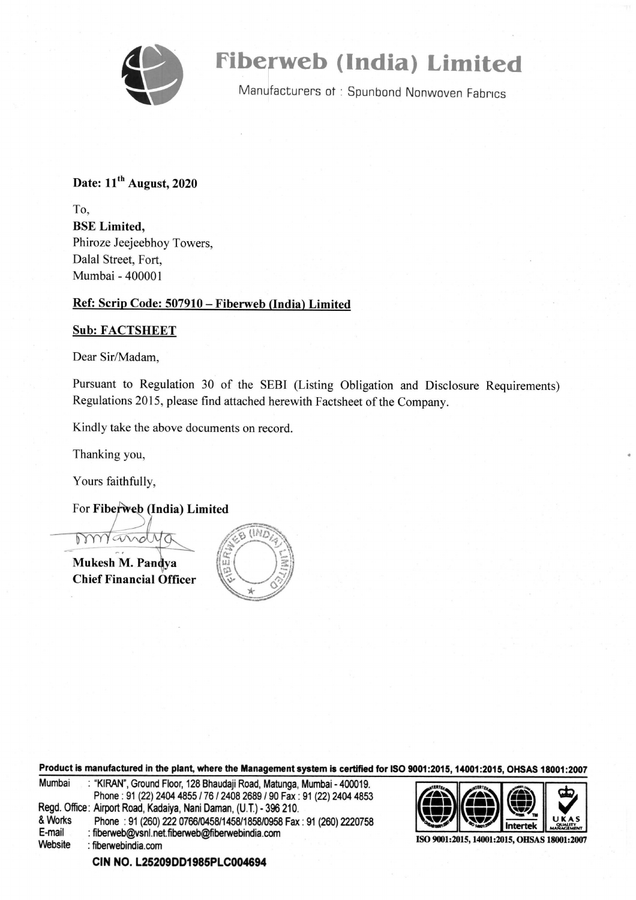# Fiberweb (India) Limited

Manufacturers of : Spunbond Nonwoven Fabrics

**Date: 11th August, 2020**

To,

**BSE Limited,**
Phiroze Jeejeebhoy Towers,
Dalal Street, Fort,
Mumbai - 400001

**Ref: Scrip Code: 507910 – Fiberweb (India) Limited**

**Sub: FACTSHEET**

Dear Sir/Madam,

Pursuant to Regulation 30 of the SEBI (Listing Obligation and Disclosure Requirements) Regulations 2015, please find attached herewith Factsheet of the Company.

Kindly take the above documents on record.

Thanking you,

Yours faithfully,

For **Fiberweb (India) Limited**

**Mukesh M. Pandya**
**Chief Financial Officer**

**Product is manufactured in the plant, where the Management system is certified for ISO 9001:2015, 14001:2015, OHSAS 18001:2007**

Mumbai : "KIRAN", Ground Floor, 128 Bhaudaji Road, Matunga, Mumbai - 400019.
Phone : 91 (22) 2404 4855 / 76 / 2408 2689 / 90 Fax : 91 (22) 2404 4853
Regd. Office & Works : Airport Road, Kadaiya, Nani Daman, (U.T.) - 396 210.
Phone : 91 (260) 222 0766/0458/1458/1858/0958 Fax : 91 (260) 2220758
E-mail : fiberweb@vsnl.net.fiberweb@fiberwebindia.com
Website : fiberwebindia.com

ISO 9001:2015, 14001:2015, OHSAS 18001:2007

**CIN NO. L25209DD1985PLC004694**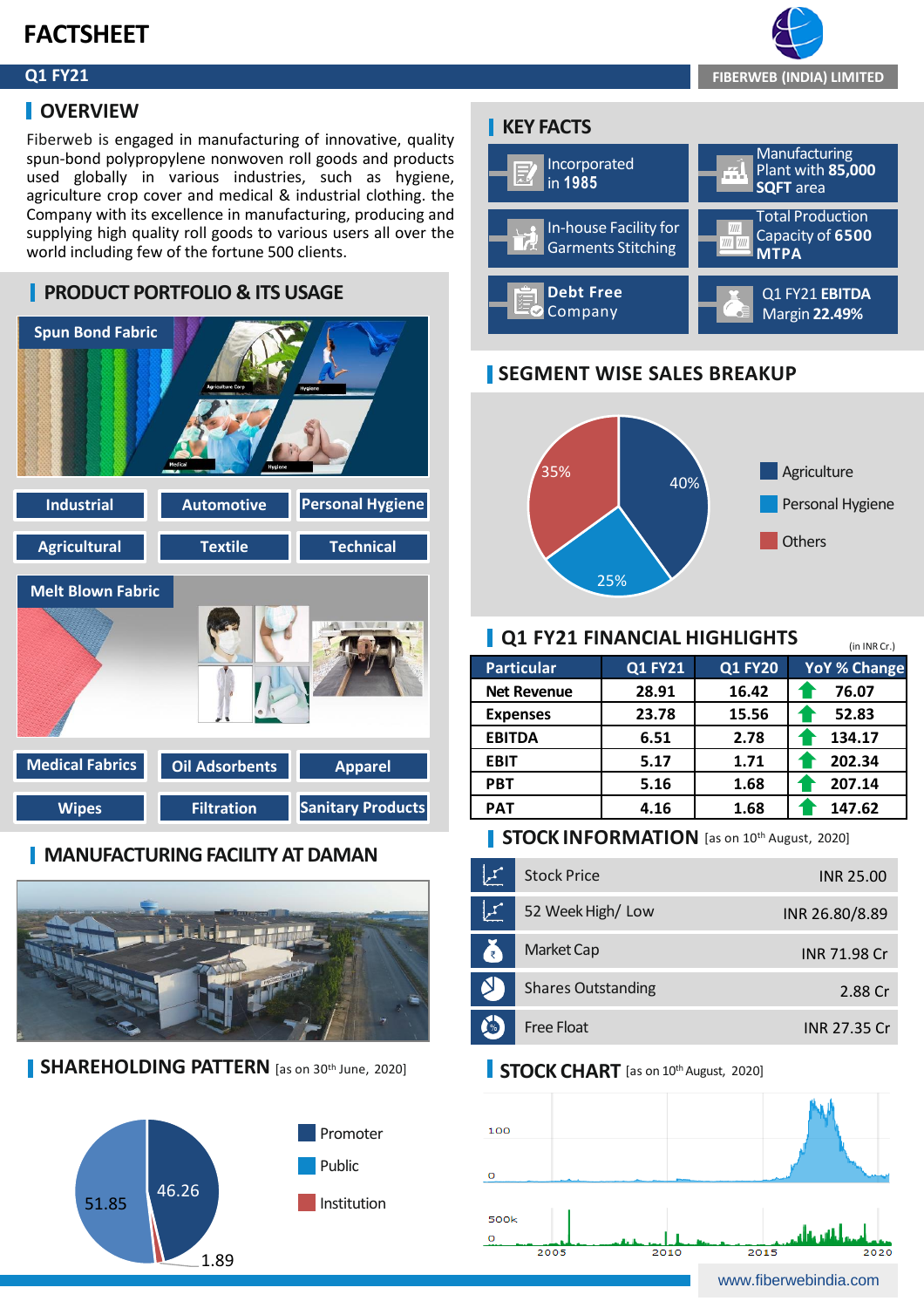# FACTSHEET

**Q1 FY21**

**FIBERWEB (INDIA) LIMITED**

## OVERVIEW

Fiberweb is engaged in manufacturing of innovative, quality spun-bond polypropylene nonwoven roll goods and products used globally in various industries, such as hygiene, agriculture crop cover and medical & industrial clothing. the Company with its excellence in manufacturing, producing and supplying high quality roll goods to various users all over the world including few of the fortune 500 clients.

## KEY FACTS

- Incorporated in **1985**
- Manufacturing Plant with **85,000 SQFT** area
- In-house Facility for Garments Stitching
- Total Production Capacity of **6500 MTPA**
- **Debt Free** Company
- Q1 FY21 **EBITDA** Margin **22.49%**

## PRODUCT PORTFOLIO & ITS USAGE

### Spun Bond Fabric

- Industrial
- Automotive
- Personal Hygiene
- Agricultural
- Textile
- Technical

### Melt Blown Fabric

- Medical Fabrics
- Oil Adsorbents
- Apparel
- Wipes
- Filtration
- Sanitary Products

## SEGMENT WISE SALES BREAKUP

| Segment | Share |
|---|---|
| Agriculture | 40% |
| Personal Hygiene | 25% |
| Others | 35% |

## Q1 FY21 FINANCIAL HIGHLIGHTS

(in INR Cr.)

| Particular | Q1 FY21 | Q1 FY20 | YoY % Change |
|---|---|---|---|
| Net Revenue | 28.91 | 16.42 | 76.07 |
| Expenses | 23.78 | 15.56 | 52.83 |
| EBITDA | 6.51 | 2.78 | 134.17 |
| EBIT | 5.17 | 1.71 | 202.34 |
| PBT | 5.16 | 1.68 | 207.14 |
| PAT | 4.16 | 1.68 | 147.62 |

## MANUFACTURING FACILITY AT DAMAN

## STOCK INFORMATION [as on 10th August, 2020]

| | |
|---|---|
| Stock Price | INR 25.00 |
| 52 Week High/ Low | INR 26.80/8.89 |
| Market Cap | INR 71.98 Cr |
| Shares Outstanding | 2.88 Cr |
| Free Float | INR 27.35 Cr |

## SHAREHOLDING PATTERN [as on 30th June, 2020]

| Category | % |
|---|---|
| Promoter | 46.26 |
| Public | 51.85 |
| Institution | 1.89 |

## STOCK CHART [as on 10th August, 2020]

www.fiberwebindia.com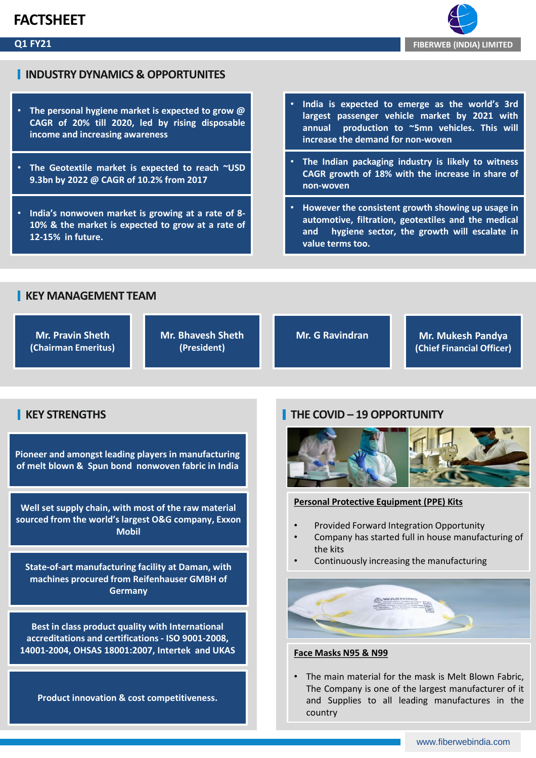# FACTSHEET

**Q1 FY21** | **FIBERWEB (INDIA) LIMITED**

## INDUSTRY DYNAMICS & OPPORTUNITES

- The personal hygiene market is expected to grow @ CAGR of 20% till 2020, led by rising disposable income and increasing awareness
- The Geotextile market is expected to reach ~USD 9.3bn by 2022 @ CAGR of 10.2% from 2017
- India's nonwoven market is growing at a rate of 8-10% & the market is expected to grow at a rate of 12-15% in future.
- India is expected to emerge as the world's 3rd largest passenger vehicle market by 2021 with annual production to ~5mn vehicles. This will increase the demand for non-woven
- The Indian packaging industry is likely to witness CAGR growth of 18% with the increase in share of non-woven
- However the consistent growth showing up usage in automotive, filtration, geotextiles and the medical and hygiene sector, the growth will escalate in value terms too.

## KEY MANAGEMENT TEAM

- **Mr. Pravin Sheth** (Chairman Emeritus)
- **Mr. Bhavesh Sheth** (President)
- **Mr. G Ravindran**
- **Mr. Mukesh Pandya** (Chief Financial Officer)

## KEY STRENGTHS

- Pioneer and amongst leading players in manufacturing of melt blown & Spun bond nonwoven fabric in India
- Well set supply chain, with most of the raw material sourced from the world's largest O&G company, Exxon Mobil
- State-of-art manufacturing facility at Daman, with machines procured from Reifenhauser GMBH of Germany
- Best in class product quality with International accreditations and certifications - ISO 9001-2008, 14001-2004, OHSAS 18001:2007, Intertek and UKAS
- Product innovation & cost competitiveness.

## THE COVID – 19 OPPORTUNITY

**Personal Protective Equipment (PPE) Kits**

- Provided Forward Integration Opportunity
- Company has started full in house manufacturing of the kits
- Continuously increasing the manufacturing

**Face Masks N95 & N99**

- The main material for the mask is Melt Blown Fabric, The Company is one of the largest manufacturer of it and Supplies to all leading manufactures in the country

www.fiberwebindia.com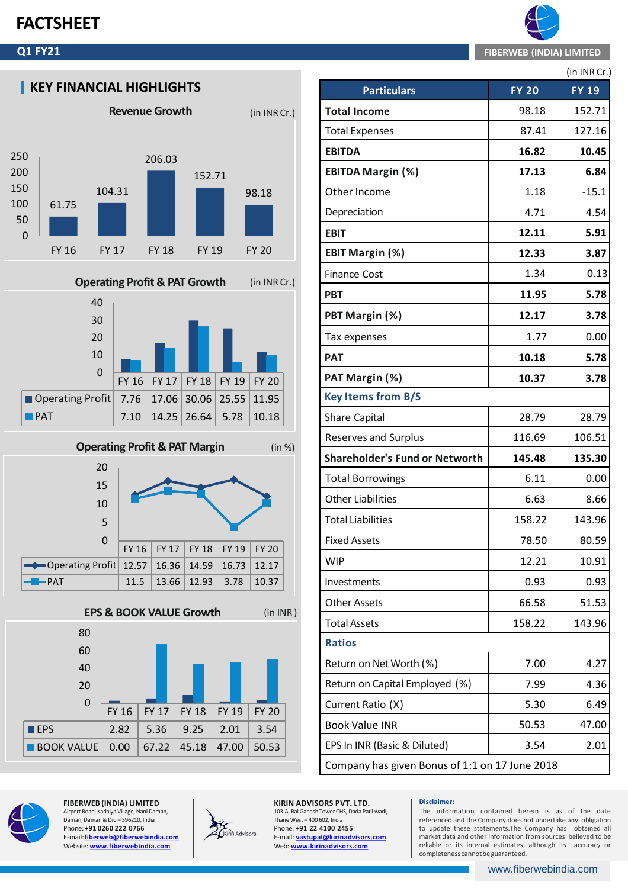# FACTSHEET

**Q1 FY21**

**FIBERWEB (INDIA) LIMITED**

## KEY FINANCIAL HIGHLIGHTS

**Revenue Growth** (in INR Cr.)

250
200
150
100
50
0

61.75
104.31
206.03
152.71
98.18

FY 16 FY 17 FY 18 FY 19 FY 20

**Operating Profit & PAT Growth** (in INR Cr.)

40
30
20
10
0

FY 16 FY 17 FY 18 FY 19 FY 20

Operating Profit 7.76 17.06 30.06 25.55 11.95

PAT 7.10 14.25 26.64 5.78 10.18

**Operating Profit & PAT Margin** (in %)

20
15
10
5
0

FY 16 FY 17 FY 18 FY 19 FY 20

Operating Profit 12.57 16.36 14.59 16.73 12.17

PAT 11.5 13.66 12.93 3.78 10.37

**EPS & BOOK VALUE Growth** (in INR)

80
60
40
20
0

FY 16 FY 17 FY 18 FY 19 FY 20

EPS 2.82 5.36 9.25 2.01 3.54

BOOK VALUE 0.00 67.22 45.18 47.00 50.53

(in INR Cr.)

| Particulars | FY 20 | FY 19 |
|---|---|---|
| **Total Income** | 98.18 | 152.71 |
| Total Expenses | 87.41 | 127.16 |
| **EBITDA** | **16.82** | **10.45** |
| **EBITDA Margin (%)** | **17.13** | **6.84** |
| Other Income | 1.18 | -15.1 |
| Depreciation | 4.71 | 4.54 |
| **EBIT** | **12.11** | **5.91** |
| **EBIT Margin (%)** | **12.33** | **3.87** |
| Finance Cost | 1.34 | 0.13 |
| **PBT** | **11.95** | **5.78** |
| **PBT Margin (%)** | **12.17** | **3.78** |
| Tax expenses | 1.77 | 0.00 |
| **PAT** | **10.18** | **5.78** |
| **PAT Margin (%)** | **10.37** | **3.78** |
| **Key Items from B/S** | | |
| Share Capital | 28.79 | 28.79 |
| Reserves and Surplus | 116.69 | 106.51 |
| **Shareholder's Fund or Networth** | **145.48** | **135.30** |
| Total Borrowings | 6.11 | 0.00 |
| Other Liabilities | 6.63 | 8.66 |
| Total Liabilities | 158.22 | 143.96 |
| Fixed Assets | 78.50 | 80.59 |
| WIP | 12.21 | 10.91 |
| Investments | 0.93 | 0.93 |
| Other Assets | 66.58 | 51.53 |
| Total Assets | 158.22 | 143.96 |
| **Ratios** | | |
| Return on Net Worth (%) | 7.00 | 4.27 |
| Return on Capital Employed (%) | 7.99 | 4.36 |
| Current Ratio (X) | 5.30 | 6.49 |
| Book Value INR | 50.53 | 47.00 |
| EPS In INR (Basic & Diluted) | 3.54 | 2.01 |
| Company has given Bonus of 1:1 on 17 June 2018 | | |

**FIBERWEB (INDIA) LIMITED**
Airport Road, Kadaiya Village, Nani Daman,
Daman, Daman & Diu – 396210, India
Phone: **+91 0260 222 0766**
E-mail: **fiberweb@fiberwebindia.com**
Website: **www.fiberwebindia.com**

Kirin Advisors

**KIRIN ADVISORS PVT. LTD.**
103-A, Bal Ganesh Tower CHS, Dada Patil wadi,
Thane West – 400 602, India
Phone: **+91 22 4100 2455**
E-mail: **vastupal@kirinadvisors.com**
Web: **www.kirinadvisors.com**

**Disclaimer:**
The information contained herein is as of the date referenced and the Company does not undertake any obligation to update these statements. The Company has obtained all market data and other information from sources believed to be reliable or its internal estimates, although its accuracy or completeness cannot be guaranteed.

www.fiberwebindia.com